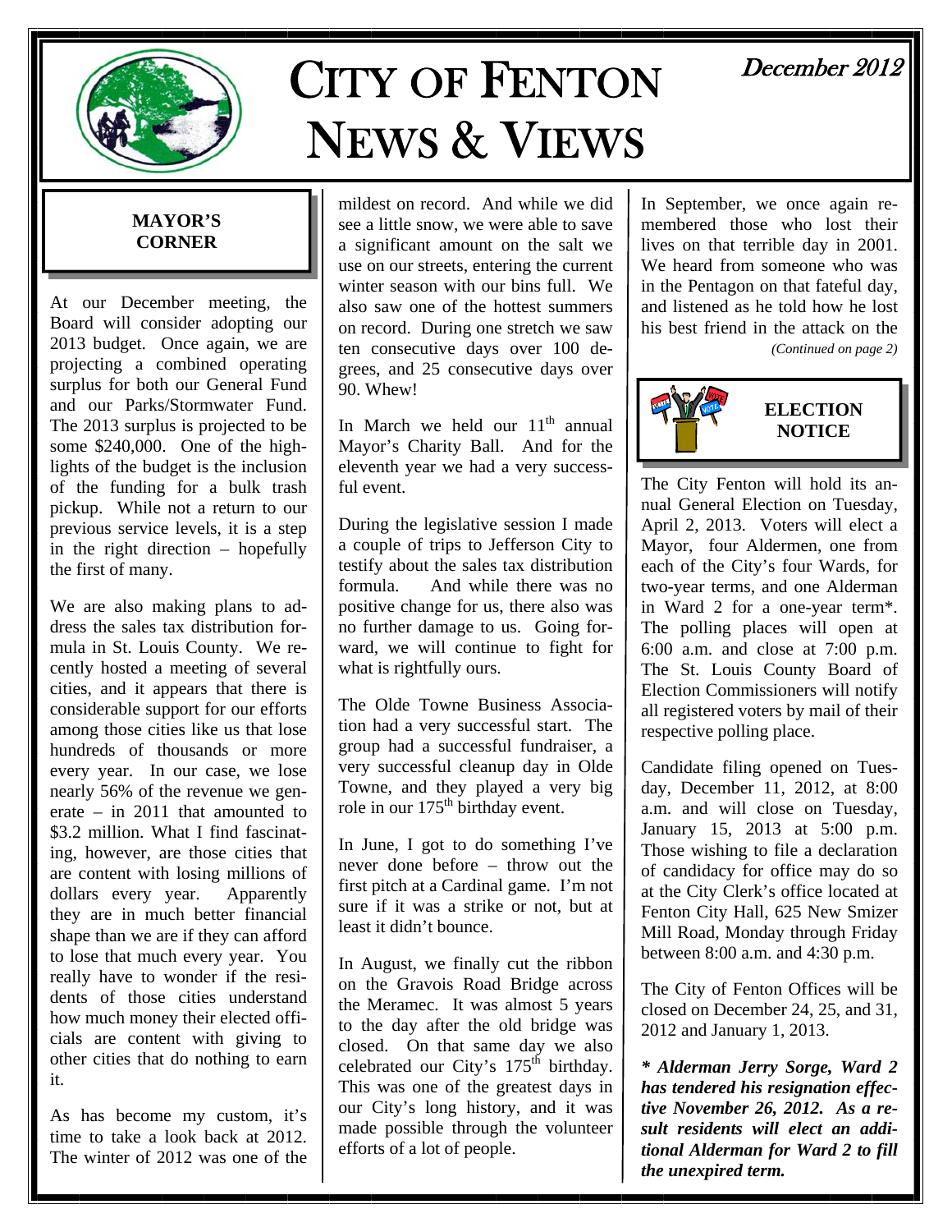# CITY OF FENTON NEWS & VIEWS

December 2012

## MAYOR'S CORNER

At our December meeting, the Board will consider adopting our 2013 budget. Once again, we are projecting a combined operating surplus for both our General Fund and our Parks/Stormwater Fund. The 2013 surplus is projected to be some $240,000. One of the highlights of the budget is the inclusion of the funding for a bulk trash pickup. While not a return to our previous service levels, it is a step in the right direction – hopefully the first of many.

We are also making plans to address the sales tax distribution formula in St. Louis County. We recently hosted a meeting of several cities, and it appears that there is considerable support for our efforts among those cities like us that lose hundreds of thousands or more every year. In our case, we lose nearly 56% of the revenue we generate – in 2011 that amounted to $3.2 million. What I find fascinating, however, are those cities that are content with losing millions of dollars every year. Apparently they are in much better financial shape than we are if they can afford to lose that much every year. You really have to wonder if the residents of those cities understand how much money their elected officials are content with giving to other cities that do nothing to earn it.

As has become my custom, it's time to take a look back at 2012. The winter of 2012 was one of the mildest on record. And while we did see a little snow, we were able to save a significant amount on the salt we use on our streets, entering the current winter season with our bins full. We also saw one of the hottest summers on record. During one stretch we saw ten consecutive days over 100 degrees, and 25 consecutive days over 90. Whew!

In March we held our 11th annual Mayor's Charity Ball. And for the eleventh year we had a very successful event.

During the legislative session I made a couple of trips to Jefferson City to testify about the sales tax distribution formula. And while there was no positive change for us, there also was no further damage to us. Going forward, we will continue to fight for what is rightfully ours.

The Olde Towne Business Association had a very successful start. The group had a successful fundraiser, a very successful cleanup day in Olde Towne, and they played a very big role in our 175th birthday event.

In June, I got to do something I've never done before – throw out the first pitch at a Cardinal game. I'm not sure if it was a strike or not, but at least it didn't bounce.

In August, we finally cut the ribbon on the Gravois Road Bridge across the Meramec. It was almost 5 years to the day after the old bridge was closed. On that same day we also celebrated our City's 175th birthday. This was one of the greatest days in our City's long history, and it was made possible through the volunteer efforts of a lot of people.

In September, we once again remembered those who lost their lives on that terrible day in 2001. We heard from someone who was in the Pentagon on that fateful day, and listened as he told how he lost his best friend in the attack on the

*(Continued on page 2)*

## ELECTION NOTICE

The City Fenton will hold its annual General Election on Tuesday, April 2, 2013. Voters will elect a Mayor, four Aldermen, one from each of the City's four Wards, for two-year terms, and one Alderman in Ward 2 for a one-year term*. The polling places will open at 6:00 a.m. and close at 7:00 p.m. The St. Louis County Board of Election Commissioners will notify all registered voters by mail of their respective polling place.

Candidate filing opened on Tuesday, December 11, 2012, at 8:00 a.m. and will close on Tuesday, January 15, 2013 at 5:00 p.m. Those wishing to file a declaration of candidacy for office may do so at the City Clerk's office located at Fenton City Hall, 625 New Smizer Mill Road, Monday through Friday between 8:00 a.m. and 4:30 p.m.

The City of Fenton Offices will be closed on December 24, 25, and 31, 2012 and January 1, 2013.

***\* Alderman Jerry Sorge, Ward 2 has tendered his resignation effective November 26, 2012. As a result residents will elect an additional Alderman for Ward 2 to fill the unexpired term.***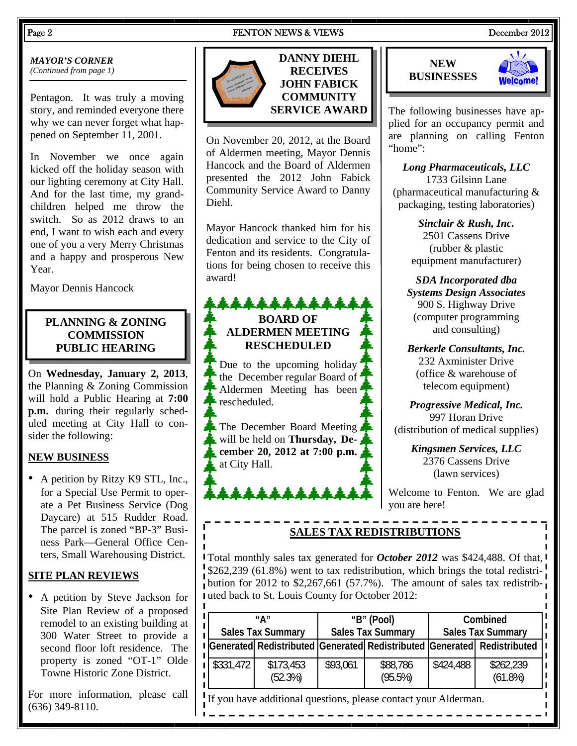### MAYOR'S CORNER

*(Continued from page 1)*

Pentagon. It was truly a moving story, and reminded everyone there why we can never forget what happened on September 11, 2001.

In November we once again kicked off the holiday season with our lighting ceremony at City Hall. And for the last time, my grandchildren helped me throw the switch. So as 2012 draws to an end, I want to wish each and every one of you a very Merry Christmas and a happy and prosperous New Year.

Mayor Dennis Hancock

## PLANNING & ZONING COMMISSION PUBLIC HEARING

On **Wednesday, January 2, 2013**, the Planning & Zoning Commission will hold a Public Hearing at **7:00 p.m.** during their regularly scheduled meeting at City Hall to consider the following:

### NEW BUSINESS

- A petition by Ritzy K9 STL, Inc., for a Special Use Permit to operate a Pet Business Service (Dog Daycare) at 515 Rudder Road. The parcel is zoned "BP-3" Business Park—General Office Centers, Small Warehousing District.

### SITE PLAN REVIEWS

- A petition by Steve Jackson for Site Plan Review of a proposed remodel to an existing building at 300 Water Street to provide a second floor loft residence. The property is zoned "OT-1" Olde Towne Historic Zone District.

For more information, please call (636) 349-8110.

## DANNY DIEHL RECEIVES JOHN FABICK COMMUNITY SERVICE AWARD

On November 20, 2012, at the Board of Aldermen meeting, Mayor Dennis Hancock and the Board of Aldermen presented the 2012 John Fabick Community Service Award to Danny Diehl.

Mayor Hancock thanked him for his dedication and service to the City of Fenton and its residents. Congratulations for being chosen to receive this award!

## BOARD OF ALDERMEN MEETING RESCHEDULED

Due to the upcoming holiday the December regular Board of Aldermen Meeting has been rescheduled.

The December Board Meeting will be held on **Thursday, December 20, 2012 at 7:00 p.m.** at City Hall.

## NEW BUSINESSES

The following businesses have applied for an occupancy permit and are planning on calling Fenton "home":

***Long Pharmaceuticals, LLC***
1733 Gilsinn Lane
(pharmaceutical manufacturing & packaging, testing laboratories)

***Sinclair & Rush, Inc.***
2501 Cassens Drive
(rubber & plastic equipment manufacturer)

***SDA Incorporated dba Systems Design Associates***
900 S. Highway Drive
(computer programming and consulting)

***Berkerle Consultants, Inc.***
232 Axminister Drive
(office & warehouse of telecom equipment)

***Progressive Medical, Inc.***
997 Horan Drive
(distribution of medical supplies)

***Kingsmen Services, LLC***
2376 Cassens Drive
(lawn services)

Welcome to Fenton. We are glad you are here!

## SALES TAX REDISTRIBUTIONS

Total monthly sales tax generated for ***October 2012*** was $424,488. Of that, $262,239 (61.8%) went to tax redistribution, which brings the total redistribution for 2012 to $2,267,661 (57.7%). The amount of sales tax redistributed back to St. Louis County for October 2012:

| "A" Sales Tax Summary | | "B" (Pool) Sales Tax Summary | | Combined Sales Tax Summary | |
|---|---|---|---|---|---|
| Generated | Redistributed | Generated | Redistributed | Generated | Redistributed |
| $331,472 | $173,453 (52.3%) | $93,061 | $88,786 (95.5%) | $424,488 | $262,239 (61.8%) |

If you have additional questions, please contact your Alderman.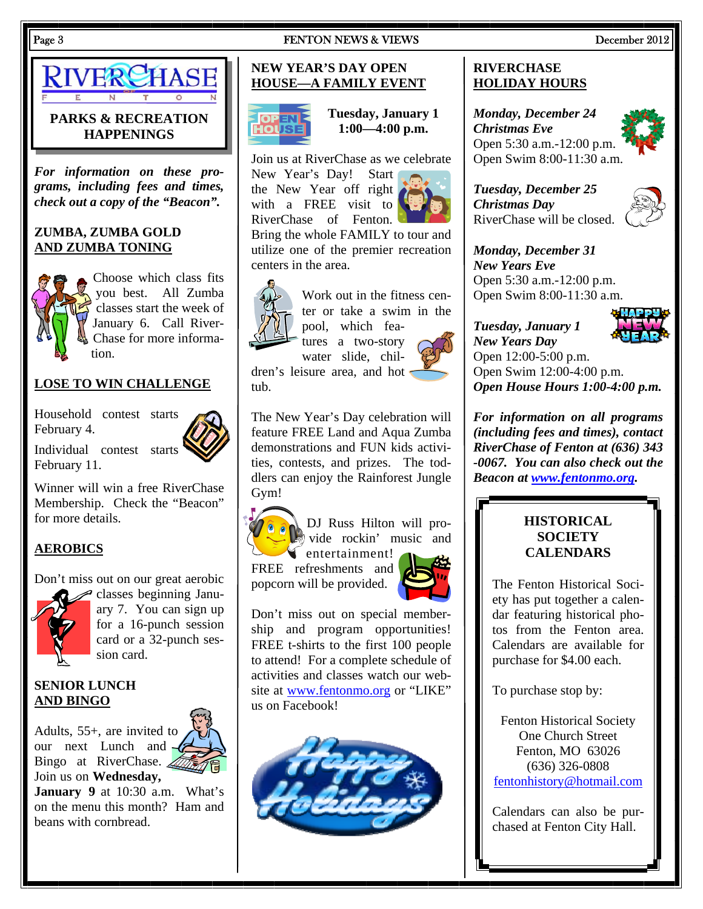# RIVERCHASE FENTON

## PARKS & RECREATION HAPPENINGS

***For information on these programs, including fees and times, check out a copy of the "Beacon".***

### ZUMBA, ZUMBA GOLD AND ZUMBA TONING

Choose which class fits you best. All Zumba classes start the week of January 6. Call RiverChase for more information.

### LOSE TO WIN CHALLENGE

Household contest starts February 4.

Individual contest starts February 11.

Winner will win a free RiverChase Membership. Check the "Beacon" for more details.

### AEROBICS

Don't miss out on our great aerobic classes beginning January 7. You can sign up for a 16-punch session card or a 32-punch session card.

### SENIOR LUNCH AND BINGO

Adults, 55+, are invited to our next Lunch and Bingo at RiverChase. Join us on **Wednesday, January 9** at 10:30 a.m. What's on the menu this month? Ham and beans with cornbread.

## NEW YEAR'S DAY OPEN HOUSE—A FAMILY EVENT

**Tuesday, January 1**
**1:00—4:00 p.m.**

Join us at RiverChase as we celebrate New Year's Day! Start the New Year off right with a FREE visit to RiverChase of Fenton. Bring the whole FAMILY to tour and utilize one of the premier recreation centers in the area.

Work out in the fitness center or take a swim in the pool, which features a two-story water slide, children's leisure area, and hot tub.

The New Year's Day celebration will feature FREE Land and Aqua Zumba demonstrations and FUN kids activities, contests, and prizes. The toddlers can enjoy the Rainforest Jungle Gym!

DJ Russ Hilton will provide rockin' music and entertainment! FREE refreshments and popcorn will be provided.

Don't miss out on special membership and program opportunities! FREE t-shirts to the first 100 people to attend! For a complete schedule of activities and classes watch our website at www.fentonmo.org or "LIKE" us on Facebook!

Happy Holidays

## RIVERCHASE HOLIDAY HOURS

***Monday, December 24***
***Christmas Eve***
Open 5:30 a.m.-12:00 p.m.
Open Swim 8:00-11:30 a.m.

***Tuesday, December 25***
***Christmas Day***
RiverChase will be closed.

***Monday, December 31***
***New Years Eve***
Open 5:30 a.m.-12:00 p.m.
Open Swim 8:00-11:30 a.m.

***Tuesday, January 1***
***New Years Day***
Open 12:00-5:00 p.m.
Open Swim 12:00-4:00 p.m.
***Open House Hours 1:00-4:00 p.m.***

***For information on all programs (including fees and times), contact RiverChase of Fenton at (636) 343-0067. You can also check out the Beacon at www.fentonmo.org.***

## HISTORICAL SOCIETY CALENDARS

The Fenton Historical Society has put together a calendar featuring historical photos from the Fenton area. Calendars are available for purchase for $4.00 each.

To purchase stop by:

Fenton Historical Society
One Church Street
Fenton, MO 63026
(636) 326-0808
fentonhistory@hotmail.com

Calendars can also be purchased at Fenton City Hall.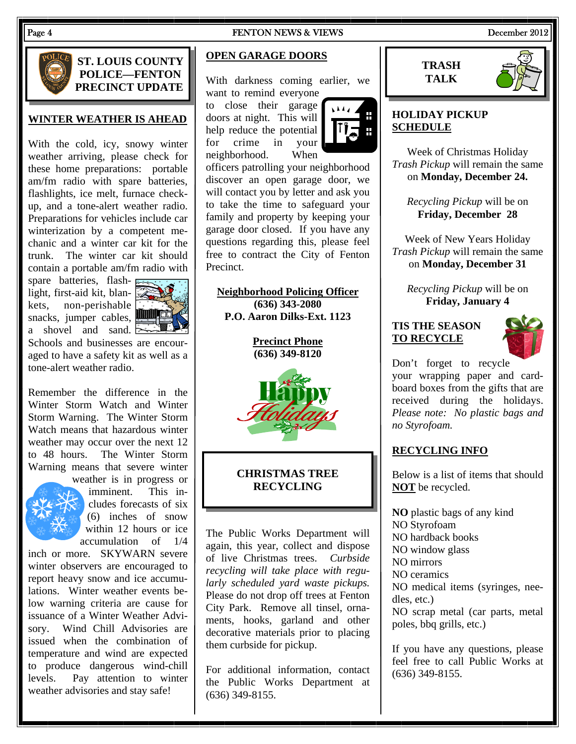## ST. LOUIS COUNTY POLICE—FENTON PRECINCT UPDATE

### WINTER WEATHER IS AHEAD

With the cold, icy, snowy winter weather arriving, please check for these home preparations: portable am/fm radio with spare batteries, flashlights, ice melt, furnace check-up, and a tone-alert weather radio. Preparations for vehicles include car winterization by a competent mechanic and a winter car kit for the trunk. The winter car kit should contain a portable am/fm radio with spare batteries, flashlight, first-aid kit, blankets, non-perishable snacks, jumper cables, a shovel and sand. Schools and businesses are encouraged to have a safety kit as well as a tone-alert weather radio.

Remember the difference in the Winter Storm Watch and Winter Storm Warning. The Winter Storm Watch means that hazardous winter weather may occur over the next 12 to 48 hours. The Winter Storm Warning means that severe winter weather is in progress or imminent. This includes forecasts of six (6) inches of snow within 12 hours or ice accumulation of 1/4 inch or more. SKYWARN severe winter observers are encouraged to report heavy snow and ice accumulations. Winter weather events below warning criteria are cause for issuance of a Winter Weather Advisory. Wind Chill Advisories are issued when the combination of temperature and wind are expected to produce dangerous wind-chill levels. Pay attention to winter weather advisories and stay safe!

### OPEN GARAGE DOORS

With darkness coming earlier, we want to remind everyone to close their garage doors at night. This will help reduce the potential for crime in your neighborhood. When officers patrolling your neighborhood discover an open garage door, we will contact you by letter and ask you to take the time to safeguard your family and property by keeping your garage door closed. If you have any questions regarding this, please feel free to contract the City of Fenton Precinct.

**Neighborhood Policing Officer**
**(636) 343-2080**
**P.O. Aaron Dilks-Ext. 1123**

**Precinct Phone**
**(636) 349-8120**

Happy Holidays

### CHRISTMAS TREE RECYCLING

The Public Works Department will again, this year, collect and dispose of live Christmas trees. *Curbside recycling will take place with regularly scheduled yard waste pickups.* Please do not drop off trees at Fenton City Park. Remove all tinsel, ornaments, hooks, garland and other decorative materials prior to placing them curbside for pickup.

For additional information, contact the Public Works Department at (636) 349-8155.

## TRASH TALK

### HOLIDAY PICKUP SCHEDULE

Week of Christmas Holiday
*Trash Pickup* will remain the same on **Monday, December 24.**

*Recycling Pickup* will be on **Friday, December 28**

Week of New Years Holiday
*Trash Pickup* will remain the same on **Monday, December 31**

*Recycling Pickup* will be on **Friday, January 4**

### TIS THE SEASON TO RECYCLE

Don't forget to recycle your wrapping paper and cardboard boxes from the gifts that are received during the holidays. *Please note: No plastic bags and no Styrofoam.*

### RECYCLING INFO

Below is a list of items that should **NOT** be recycled.

**NO** plastic bags of any kind
NO Styrofoam
NO hardback books
NO window glass
NO mirrors
NO ceramics
NO medical items (syringes, needles, etc.)
NO scrap metal (car parts, metal poles, bbq grills, etc.)

If you have any questions, please feel free to call Public Works at (636) 349-8155.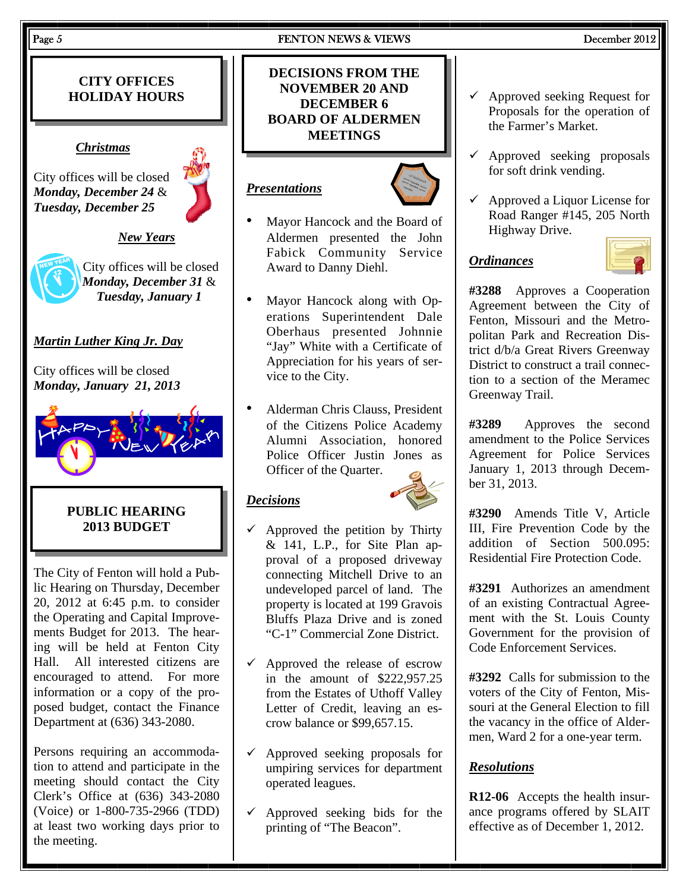## CITY OFFICES HOLIDAY HOURS

***Christmas***

City offices will be closed ***Monday, December 24*** & ***Tuesday, December 25***

***New Years***

City offices will be closed ***Monday, December 31*** & ***Tuesday, January 1***

***Martin Luther King Jr. Day***

City offices will be closed ***Monday, January 21, 2013***

## PUBLIC HEARING 2013 BUDGET

The City of Fenton will hold a Public Hearing on Thursday, December 20, 2012 at 6:45 p.m. to consider the Operating and Capital Improvements Budget for 2013. The hearing will be held at Fenton City Hall. All interested citizens are encouraged to attend. For more information or a copy of the proposed budget, contact the Finance Department at (636) 343-2080.

Persons requiring an accommodation to attend and participate in the meeting should contact the City Clerk's Office at (636) 343-2080 (Voice) or 1-800-735-2966 (TDD) at least two working days prior to the meeting.

## DECISIONS FROM THE NOVEMBER 20 AND DECEMBER 6 BOARD OF ALDERMEN MEETINGS

***Presentations***

- Mayor Hancock and the Board of Aldermen presented the John Fabick Community Service Award to Danny Diehl.
- Mayor Hancock along with Operations Superintendent Dale Oberhaus presented Johnnie "Jay" White with a Certificate of Appreciation for his years of service to the City.
- Alderman Chris Clauss, President of the Citizens Police Academy Alumni Association, honored Police Officer Justin Jones as Officer of the Quarter.

***Decisions***

- ✓ Approved the petition by Thirty & 141, L.P., for Site Plan approval of a proposed driveway connecting Mitchell Drive to an undeveloped parcel of land. The property is located at 199 Gravois Bluffs Plaza Drive and is zoned "C-1" Commercial Zone District.
- ✓ Approved the release of escrow in the amount of $222,957.25 from the Estates of Uthoff Valley Letter of Credit, leaving an escrow balance or $99,657.15.
- ✓ Approved seeking proposals for umpiring services for department operated leagues.
- ✓ Approved seeking bids for the printing of "The Beacon".
- ✓ Approved seeking Request for Proposals for the operation of the Farmer's Market.
- ✓ Approved seeking proposals for soft drink vending.
- ✓ Approved a Liquor License for Road Ranger #145, 205 North Highway Drive.

***Ordinances***

**#3288** Approves a Cooperation Agreement between the City of Fenton, Missouri and the Metropolitan Park and Recreation District d/b/a Great Rivers Greenway District to construct a trail connection to a section of the Meramec Greenway Trail.

**#3289** Approves the second amendment to the Police Services Agreement for Police Services January 1, 2013 through December 31, 2013.

**#3290** Amends Title V, Article III, Fire Prevention Code by the addition of Section 500.095: Residential Fire Protection Code.

**#3291** Authorizes an amendment of an existing Contractual Agreement with the St. Louis County Government for the provision of Code Enforcement Services.

**#3292** Calls for submission to the voters of the City of Fenton, Missouri at the General Election to fill the vacancy in the office of Aldermen, Ward 2 for a one-year term.

***Resolutions***

**R12-06** Accepts the health insurance programs offered by SLAIT effective as of December 1, 2012.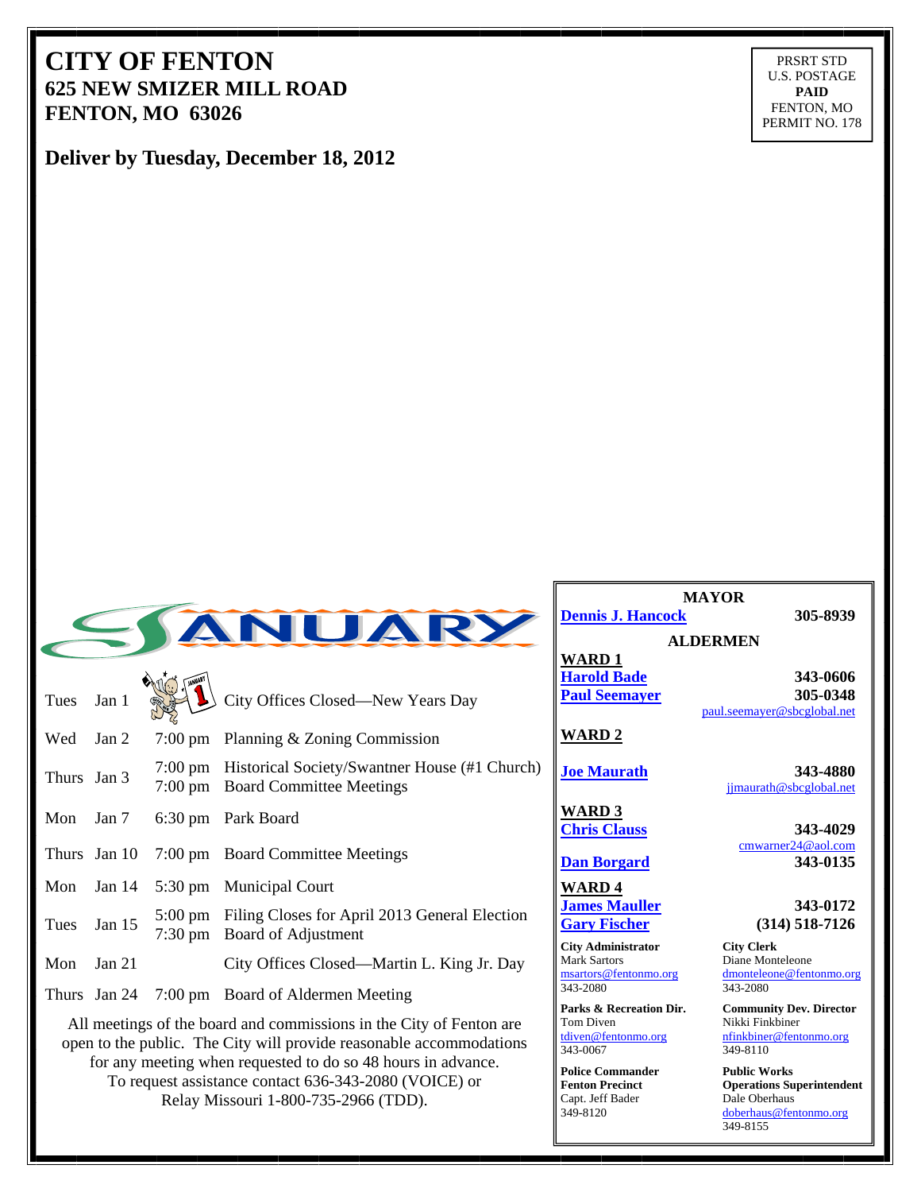# CITY OF FENTON
## 625 NEW SMIZER MILL ROAD
## FENTON, MO 63026

PRSRT STD
U.S. POSTAGE
**PAID**
FENTON, MO
PERMIT NO. 178

**Deliver by Tuesday, December 18, 2012**

## JANUARY

| | | | |
|---|---|---|---|
| Tues | Jan 1 | | City Offices Closed—New Years Day |
| Wed | Jan 2 | 7:00 pm | Planning & Zoning Commission |
| Thurs | Jan 3 | 7:00 pm<br>7:00 pm | Historical Society/Swantner House (#1 Church)<br>Board Committee Meetings |
| Mon | Jan 7 | 6:30 pm | Park Board |
| Thurs | Jan 10 | 7:00 pm | Board Committee Meetings |
| Mon | Jan 14 | 5:30 pm | Municipal Court |
| Tues | Jan 15 | 5:00 pm<br>7:30 pm | Filing Closes for April 2013 General Election<br>Board of Adjustment |
| Mon | Jan 21 | | City Offices Closed—Martin L. King Jr. Day |
| Thurs | Jan 24 | 7:00 pm | Board of Aldermen Meeting |

All meetings of the board and commissions in the City of Fenton are open to the public. The City will provide reasonable accommodations for any meeting when requested to do so 48 hours in advance. To request assistance contact 636-343-2080 (VOICE) or Relay Missouri 1-800-735-2966 (TDD).

**MAYOR**

**Dennis J. Hancock** 305-8939

**ALDERMEN**

**WARD 1**

**Harold Bade** 343-0606

**Paul Seemayer** 305-0348
paul.seemayer@sbcglobal.net

**WARD 2**

**Joe Maurath** 343-4880
jjmaurath@sbcglobal.net

**WARD 3**

**Chris Clauss** 343-4029
cmwarner24@aol.com

**Dan Borgard** 343-0135

**WARD 4**

**James Mauller** 343-0172

**Gary Fischer** (314) 518-7126

**City Administrator**
Mark Sartors
msartors@fentonmo.org
343-2080

**City Clerk**
Diane Monteleone
dmonteleone@fentonmo.org
343-2080

**Parks & Recreation Dir.**
Tom Diven
tdiven@fentonmo.org
343-0067

**Community Dev. Director**
Nikki Finkbiner
nfinkbiner@fentonmo.org
349-8110

**Police Commander Fenton Precinct**
Capt. Jeff Bader
349-8120

**Public Works Operations Superintendent**
Dale Oberhaus
doberhaus@fentonmo.org
349-8155